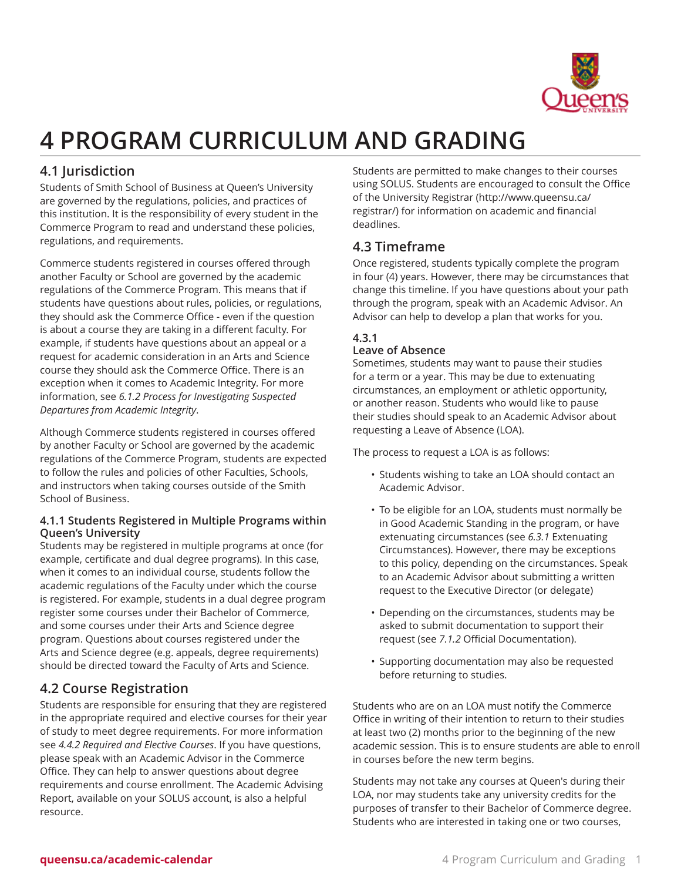# 4 PROGRAM CURRICULUM AND GRADING

## 4.1 Jurisdiction

Students of Smith School of Business at Queen's University are governed by the regulations, policies, and practices of this institution. It is the responsibility of every student in the Commerce Program to read and understand these policies, regulations, and requirements.

Commerce students registered in courses offered through another Faculty or School are governed by the academic regulations of the Commerce Program. This means that if students have questions about rules, policies, or regulations, they should ask the Commerce Office - even if the question is about a course they are taking in a different faculty. For example, if students have questions about an appeal or a request for academic consideration in an Arts and Science course they should ask the Commerce Office. There is an exception when it comes to Academic Integrity. For more information, see *6.1.2 Process for Investigating Suspected Departures from Academic Integrity*.

Although Commerce students registered in courses offered by another Faculty or School are governed by the academic regulations of the Commerce Program, students are expected to follow the rules and policies of other Faculties, Schools, and instructors when taking courses outside of the Smith School of Business.

### 4.1.1 Students Registered in Multiple Programs within Queen's University

Students may be registered in multiple programs at once (for example, certificate and dual degree programs). In this case, when it comes to an individual course, students follow the academic regulations of the Faculty under which the course is registered. For example, students in a dual degree program register some courses under their Bachelor of Commerce, and some courses under their Arts and Science degree program. Questions about courses registered under the Arts and Science degree (e.g. appeals, degree requirements) should be directed toward the Faculty of Arts and Science.

## 4.2 Course Registration

Students are responsible for ensuring that they are registered in the appropriate required and elective courses for their year of study to meet degree requirements. For more information see *4.4.2 Required and Elective Courses*. If you have questions, please speak with an Academic Advisor in the Commerce Office. They can help to answer questions about degree requirements and course enrollment. The Academic Advising Report, available on your SOLUS account, is also a helpful resource.

Students are permitted to make changes to their courses using SOLUS. Students are encouraged to consult the Office of the University Registrar (http://www.queensu.ca/registrar/) for information on academic and financial deadlines.

## 4.3 Timeframe

Once registered, students typically complete the program in four (4) years. However, there may be circumstances that change this timeline. If you have questions about your path through the program, speak with an Academic Advisor. An Advisor can help to develop a plan that works for you.

### 4.3.1 Leave of Absence

Sometimes, students may want to pause their studies for a term or a year. This may be due to extenuating circumstances, an employment or athletic opportunity, or another reason. Students who would like to pause their studies should speak to an Academic Advisor about requesting a Leave of Absence (LOA).

The process to request a LOA is as follows:

- Students wishing to take an LOA should contact an Academic Advisor.
- To be eligible for an LOA, students must normally be in Good Academic Standing in the program, or have extenuating circumstances (see *6.3.1* Extenuating Circumstances). However, there may be exceptions to this policy, depending on the circumstances. Speak to an Academic Advisor about submitting a written request to the Executive Director (or delegate)
- Depending on the circumstances, students may be asked to submit documentation to support their request (see *7.1.2* Official Documentation).
- Supporting documentation may also be requested before returning to studies.

Students who are on an LOA must notify the Commerce Office in writing of their intention to return to their studies at least two (2) months prior to the beginning of the new academic session. This is to ensure students are able to enroll in courses before the new term begins.

Students may not take any courses at Queen's during their LOA, nor may students take any university credits for the purposes of transfer to their Bachelor of Commerce degree. Students who are interested in taking one or two courses,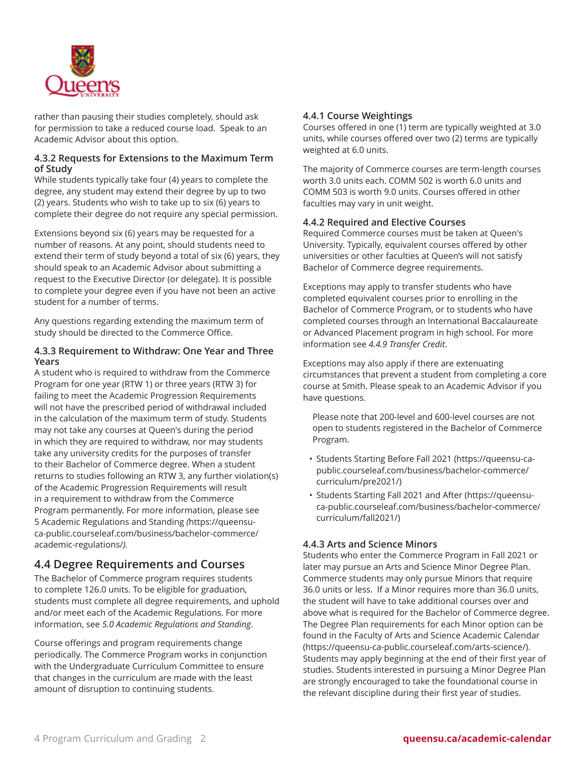rather than pausing their studies completely, should ask for permission to take a reduced course load. Speak to an Academic Advisor about this option.

### 4.3.2 Requests for Extensions to the Maximum Term of Study

While students typically take four (4) years to complete the degree, any student may extend their degree by up to two (2) years. Students who wish to take up to six (6) years to complete their degree do not require any special permission.

Extensions beyond six (6) years may be requested for a number of reasons. At any point, should students need to extend their term of study beyond a total of six (6) years, they should speak to an Academic Advisor about submitting a request to the Executive Director (or delegate). It is possible to complete your degree even if you have not been an active student for a number of terms.

Any questions regarding extending the maximum term of study should be directed to the Commerce Office.

### 4.3.3 Requirement to Withdraw: One Year and Three Years

A student who is required to withdraw from the Commerce Program for one year (RTW 1) or three years (RTW 3) for failing to meet the Academic Progression Requirements will not have the prescribed period of withdrawal included in the calculation of the maximum term of study. Students may not take any courses at Queen's during the period in which they are required to withdraw, nor may students take any university credits for the purposes of transfer to their Bachelor of Commerce degree. When a student returns to studies following an RTW 3, any further violation(s) of the Academic Progression Requirements will result in a requirement to withdraw from the Commerce Program permanently. For more information, please see 5 Academic Regulations and Standing *(*https://queensu-ca-public.courseleaf.com/business/bachelor-commerce/academic-regulations/*).*

## 4.4 Degree Requirements and Courses

The Bachelor of Commerce program requires students to complete 126.0 units. To be eligible for graduation, students must complete all degree requirements, and uphold and/or meet each of the Academic Regulations. For more information, see *5.0 Academic Regulations and Standing*.

Course offerings and program requirements change periodically. The Commerce Program works in conjunction with the Undergraduate Curriculum Committee to ensure that changes in the curriculum are made with the least amount of disruption to continuing students.

### 4.4.1 Course Weightings

Courses offered in one (1) term are typically weighted at 3.0 units, while courses offered over two (2) terms are typically weighted at 6.0 units.

The majority of Commerce courses are term-length courses worth 3.0 units each. COMM 502 is worth 6.0 units and COMM 503 is worth 9.0 units. Courses offered in other faculties may vary in unit weight.

### 4.4.2 Required and Elective Courses

Required Commerce courses must be taken at Queen's University. Typically, equivalent courses offered by other universities or other faculties at Queen's will not satisfy Bachelor of Commerce degree requirements.

Exceptions may apply to transfer students who have completed equivalent courses prior to enrolling in the Bachelor of Commerce Program, or to students who have completed courses through an International Baccalaureate or Advanced Placement program in high school. For more information see *4.4.9 Transfer Credit*.

Exceptions may also apply if there are extenuating circumstances that prevent a student from completing a core course at Smith. Please speak to an Academic Advisor if you have questions.

Please note that 200-level and 600-level courses are not open to students registered in the Bachelor of Commerce Program.

- Students Starting Before Fall 2021 (https://queensu-ca-public.courseleaf.com/business/bachelor-commerce/curriculum/pre2021/)
- Students Starting Fall 2021 and After (https://queensu-ca-public.courseleaf.com/business/bachelor-commerce/curriculum/fall2021/)

### 4.4.3 Arts and Science Minors

Students who enter the Commerce Program in Fall 2021 or later may pursue an Arts and Science Minor Degree Plan. Commerce students may only pursue Minors that require 36.0 units or less. If a Minor requires more than 36.0 units, the student will have to take additional courses over and above what is required for the Bachelor of Commerce degree. The Degree Plan requirements for each Minor option can be found in the Faculty of Arts and Science Academic Calendar (https://queensu-ca-public.courseleaf.com/arts-science/). Students may apply beginning at the end of their first year of studies. Students interested in pursuing a Minor Degree Plan are strongly encouraged to take the foundational course in the relevant discipline during their first year of studies.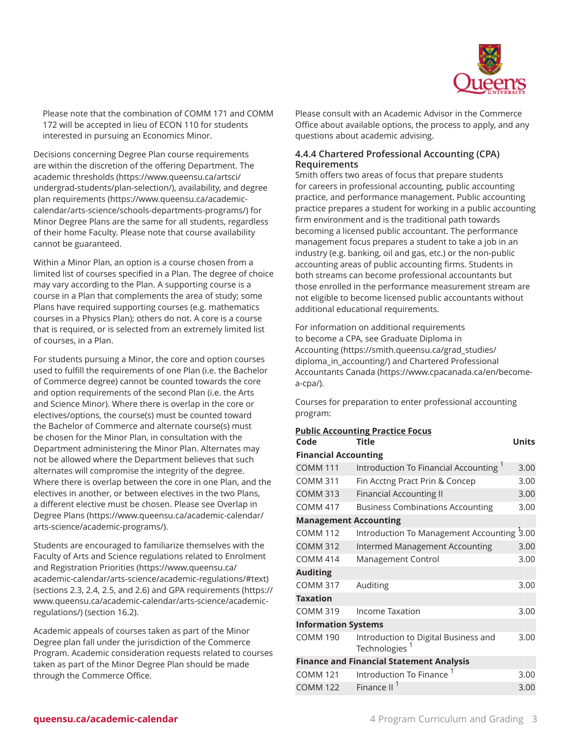Please note that the combination of COMM 171 and COMM 172 will be accepted in lieu of ECON 110 for students interested in pursuing an Economics Minor.

Decisions concerning Degree Plan course requirements are within the discretion of the offering Department. The academic thresholds (https://www.queensu.ca/artsci/undergrad-students/plan-selection/), availability, and degree plan requirements (https://www.queensu.ca/academic-calendar/arts-science/schools-departments-programs/) for Minor Degree Plans are the same for all students, regardless of their home Faculty. Please note that course availability cannot be guaranteed.

Within a Minor Plan, an option is a course chosen from a limited list of courses specified in a Plan. The degree of choice may vary according to the Plan. A supporting course is a course in a Plan that complements the area of study; some Plans have required supporting courses (e.g. mathematics courses in a Physics Plan); others do not. A core is a course that is required, or is selected from an extremely limited list of courses, in a Plan.

For students pursuing a Minor, the core and option courses used to fulfill the requirements of one Plan (i.e. the Bachelor of Commerce degree) cannot be counted towards the core and option requirements of the second Plan (i.e. the Arts and Science Minor). Where there is overlap in the core or electives/options, the course(s) must be counted toward the Bachelor of Commerce and alternate course(s) must be chosen for the Minor Plan, in consultation with the Department administering the Minor Plan. Alternates may not be allowed where the Department believes that such alternates will compromise the integrity of the degree. Where there is overlap between the core in one Plan, and the electives in another, or between electives in the two Plans, a different elective must be chosen. Please see Overlap in Degree Plans (https://www.queensu.ca/academic-calendar/arts-science/academic-programs/).

Students are encouraged to familiarize themselves with the Faculty of Arts and Science regulations related to Enrolment and Registration Priorities (https://www.queensu.ca/academic-calendar/arts-science/academic-regulations/#text) (sections 2.3, 2.4, 2.5, and 2.6) and GPA requirements (https://www.queensu.ca/academic-calendar/arts-science/academic-regulations/) (section 16.2).

Academic appeals of courses taken as part of the Minor Degree plan fall under the jurisdiction of the Commerce Program. Academic consideration requests related to courses taken as part of the Minor Degree Plan should be made through the Commerce Office.

Please consult with an Academic Advisor in the Commerce Office about available options, the process to apply, and any questions about academic advising.

### 4.4.4 Chartered Professional Accounting (CPA) Requirements

Smith offers two areas of focus that prepare students for careers in professional accounting, public accounting practice, and performance management. Public accounting practice prepares a student for working in a public accounting firm environment and is the traditional path towards becoming a licensed public accountant. The performance management focus prepares a student to take a job in an industry (e.g. banking, oil and gas, etc.) or the non-public accounting areas of public accounting firms. Students in both streams can become professional accountants but those enrolled in the performance measurement stream are not eligible to become licensed public accountants without additional educational requirements.

For information on additional requirements to become a CPA, see Graduate Diploma in Accounting (https://smith.queensu.ca/grad_studies/diploma_in_accounting/) and Chartered Professional Accountants Canada (https://www.cpacanada.ca/en/become-a-cpa/).

Courses for preparation to enter professional accounting program:

**Public Accounting Practice Focus**

| Code | Title | Units |
|---|---|---|
| **Financial Accounting** | | |
| COMM 111 | Introduction To Financial Accounting [1] | 3.00 |
| COMM 311 | Fin Acctng Pract Prin & Concep | 3.00 |
| COMM 313 | Financial Accounting II | 3.00 |
| COMM 417 | Business Combinations Accounting | 3.00 |
| **Management Accounting** | | |
| COMM 112 | Introduction To Management Accounting [1] | 3.00 |
| COMM 312 | Intermed Management Accounting | 3.00 |
| COMM 414 | Management Control | 3.00 |
| **Auditing** | | |
| COMM 317 | Auditing | 3.00 |
| **Taxation** | | |
| COMM 319 | Income Taxation | 3.00 |
| **Information Systems** | | |
| COMM 190 | Introduction to Digital Business and Technologies [1] | 3.00 |
| **Finance and Financial Statement Analysis** | | |
| COMM 121 | Introduction To Finance [1] | 3.00 |
| COMM 122 | Finance II [1] | 3.00 |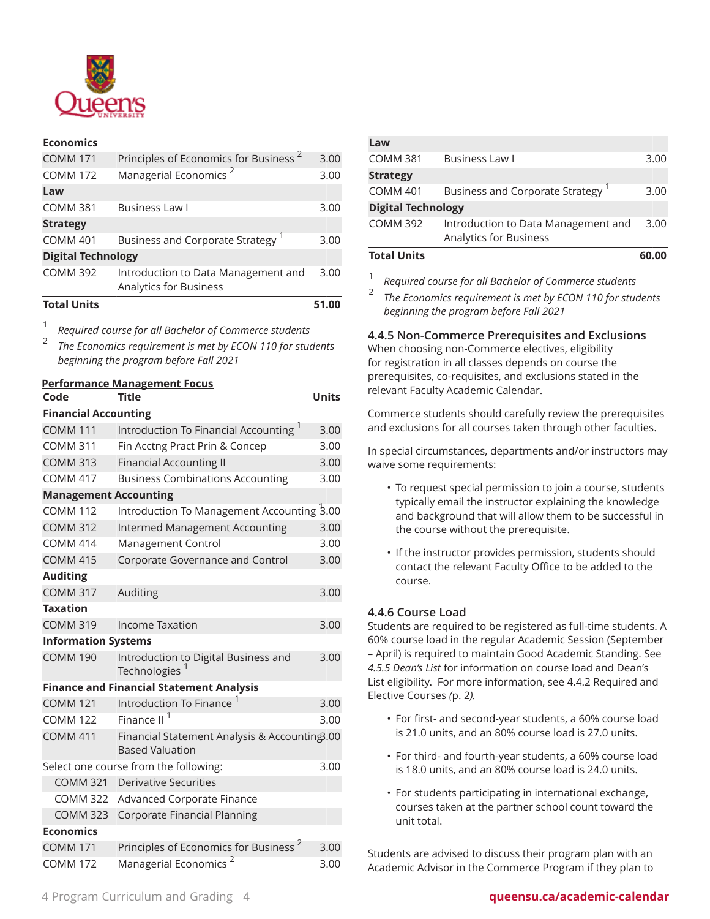| Code | Title | Units |
|---|---|---|
| **Economics** | | |
| COMM 171 | Principles of Economics for Business [2] | 3.00 |
| COMM 172 | Managerial Economics [2] | 3.00 |
| **Law** | | |
| COMM 381 | Business Law I | 3.00 |
| **Strategy** | | |
| COMM 401 | Business and Corporate Strategy [1] | 3.00 |
| **Digital Technology** | | |
| COMM 392 | Introduction to Data Management and Analytics for Business | 3.00 |
| **Total Units** | | **51.00** |

[1] *Required course for all Bachelor of Commerce students*

[2] *The Economics requirement is met by ECON 110 for students beginning the program before Fall 2021*

**Performance Management Focus**

| Code | Title | Units |
|---|---|---|
| **Financial Accounting** | | |
| COMM 111 | Introduction To Financial Accounting [1] | 3.00 |
| COMM 311 | Fin Acctng Pract Prin & Concep | 3.00 |
| COMM 313 | Financial Accounting II | 3.00 |
| COMM 417 | Business Combinations Accounting | 3.00 |
| **Management Accounting** | | |
| COMM 112 | Introduction To Management Accounting [1] | 3.00 |
| COMM 312 | Intermed Management Accounting | 3.00 |
| COMM 414 | Management Control | 3.00 |
| COMM 415 | Corporate Governance and Control | 3.00 |
| **Auditing** | | |
| COMM 317 | Auditing | 3.00 |
| **Taxation** | | |
| COMM 319 | Income Taxation | 3.00 |
| **Information Systems** | | |
| COMM 190 | Introduction to Digital Business and Technologies [1] | 3.00 |
| **Finance and Financial Statement Analysis** | | |
| COMM 121 | Introduction To Finance [1] | 3.00 |
| COMM 122 | Finance II [1] | 3.00 |
| COMM 411 | Financial Statement Analysis & Accounting Based Valuation | 3.00 |
| Select one course from the following: | | 3.00 |
| COMM 321 | Derivative Securities | |
| COMM 322 | Advanced Corporate Finance | |
| COMM 323 | Corporate Financial Planning | |
| **Economics** | | |
| COMM 171 | Principles of Economics for Business [2] | 3.00 |
| COMM 172 | Managerial Economics [2] | 3.00 |
| **Law** | | |
| COMM 381 | Business Law I | 3.00 |
| **Strategy** | | |
| COMM 401 | Business and Corporate Strategy [1] | 3.00 |
| **Digital Technology** | | |
| COMM 392 | Introduction to Data Management and Analytics for Business | 3.00 |
| **Total Units** | | **60.00** |

[1] *Required course for all Bachelor of Commerce students*

[2] *The Economics requirement is met by ECON 110 for students beginning the program before Fall 2021*

### 4.4.5 Non-Commerce Prerequisites and Exclusions

When choosing non-Commerce electives, eligibility for registration in all classes depends on course the prerequisites, co-requisites, and exclusions stated in the relevant Faculty Academic Calendar.

Commerce students should carefully review the prerequisites and exclusions for all courses taken through other faculties.

In special circumstances, departments and/or instructors may waive some requirements:

- To request special permission to join a course, students typically email the instructor explaining the knowledge and background that will allow them to be successful in the course without the prerequisite.
- If the instructor provides permission, students should contact the relevant Faculty Office to be added to the course.

### 4.4.6 Course Load

Students are required to be registered as full-time students. A 60% course load in the regular Academic Session (September – April) is required to maintain Good Academic Standing. See *4.5.5 Dean's List* for information on course load and Dean's List eligibility. For more information, see 4.4.2 Required and Elective Courses *(p. 2).*

- For first- and second-year students, a 60% course load is 21.0 units, and an 80% course load is 27.0 units.
- For third- and fourth-year students, a 60% course load is 18.0 units, and an 80% course load is 24.0 units.
- For students participating in international exchange, courses taken at the partner school count toward the unit total.

Students are advised to discuss their program plan with an Academic Advisor in the Commerce Program if they plan to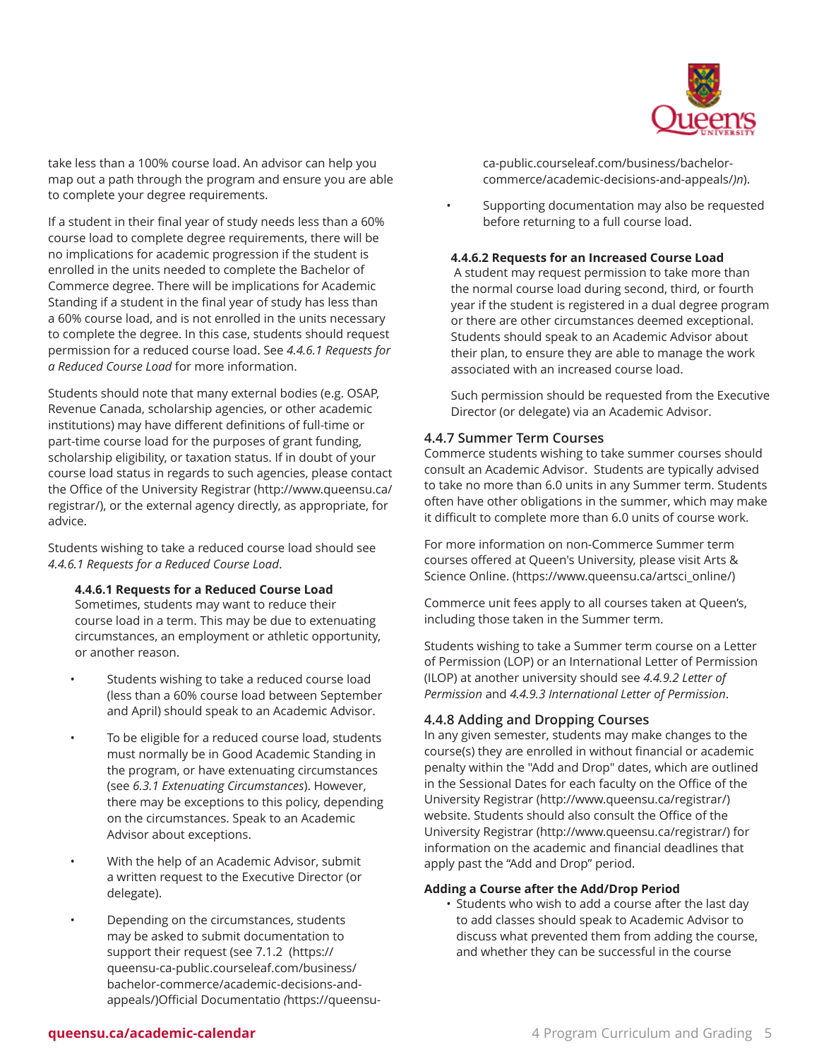take less than a 100% course load. An advisor can help you map out a path through the program and ensure you are able to complete your degree requirements.

If a student in their final year of study needs less than a 60% course load to complete degree requirements, there will be no implications for academic progression if the student is enrolled in the units needed to complete the Bachelor of Commerce degree. There will be implications for Academic Standing if a student in the final year of study has less than a 60% course load, and is not enrolled in the units necessary to complete the degree. In this case, students should request permission for a reduced course load. See *4.4.6.1 Requests for a Reduced Course Load* for more information.

Students should note that many external bodies (e.g. OSAP, Revenue Canada, scholarship agencies, or other academic institutions) may have different definitions of full-time or part-time course load for the purposes of grant funding, scholarship eligibility, or taxation status. If in doubt of your course load status in regards to such agencies, please contact the Office of the University Registrar (http://www.queensu.ca/registrar/), or the external agency directly, as appropriate, for advice.

Students wishing to take a reduced course load should see *4.4.6.1 Requests for a Reduced Course Load*.

#### 4.4.6.1 Requests for a Reduced Course Load

Sometimes, students may want to reduce their course load in a term. This may be due to extenuating circumstances, an employment or athletic opportunity, or another reason.

- Students wishing to take a reduced course load (less than a 60% course load between September and April) should speak to an Academic Advisor.
- To be eligible for a reduced course load, students must normally be in Good Academic Standing in the program, or have extenuating circumstances (see *6.3.1 Extenuating Circumstances*). However, there may be exceptions to this policy, depending on the circumstances. Speak to an Academic Advisor about exceptions.
- With the help of an Academic Advisor, submit a written request to the Executive Director (or delegate).
- Depending on the circumstances, students may be asked to submit documentation to support their request (see 7.1.2 (https://queensu-ca-public.courseleaf.com/business/bachelor-commerce/academic-decisions-and-appeals/)Official Documentatio *(*https://queensu-ca-public.courseleaf.com/business/bachelor-commerce/academic-decisions-and-appeals/*)n*).
- Supporting documentation may also be requested before returning to a full course load.

#### 4.4.6.2 Requests for an Increased Course Load

A student may request permission to take more than the normal course load during second, third, or fourth year if the student is registered in a dual degree program or there are other circumstances deemed exceptional. Students should speak to an Academic Advisor about their plan, to ensure they are able to manage the work associated with an increased course load.

Such permission should be requested from the Executive Director (or delegate) via an Academic Advisor.

### 4.4.7 Summer Term Courses

Commerce students wishing to take summer courses should consult an Academic Advisor. Students are typically advised to take no more than 6.0 units in any Summer term. Students often have other obligations in the summer, which may make it difficult to complete more than 6.0 units of course work.

For more information on non-Commerce Summer term courses offered at Queen's University, please visit Arts & Science Online. (https://www.queensu.ca/artsci_online/)

Commerce unit fees apply to all courses taken at Queen's, including those taken in the Summer term.

Students wishing to take a Summer term course on a Letter of Permission (LOP) or an International Letter of Permission (ILOP) at another university should see *4.4.9.2 Letter of Permission* and *4.4.9.3 International Letter of Permission*.

### 4.4.8 Adding and Dropping Courses

In any given semester, students may make changes to the course(s) they are enrolled in without financial or academic penalty within the "Add and Drop" dates, which are outlined in the Sessional Dates for each faculty on the Office of the University Registrar (http://www.queensu.ca/registrar/) website. Students should also consult the Office of the University Registrar (http://www.queensu.ca/registrar/) for information on the academic and financial deadlines that apply past the "Add and Drop" period.

#### Adding a Course after the Add/Drop Period

- Students who wish to add a course after the last day to add classes should speak to Academic Advisor to discuss what prevented them from adding the course, and whether they can be successful in the course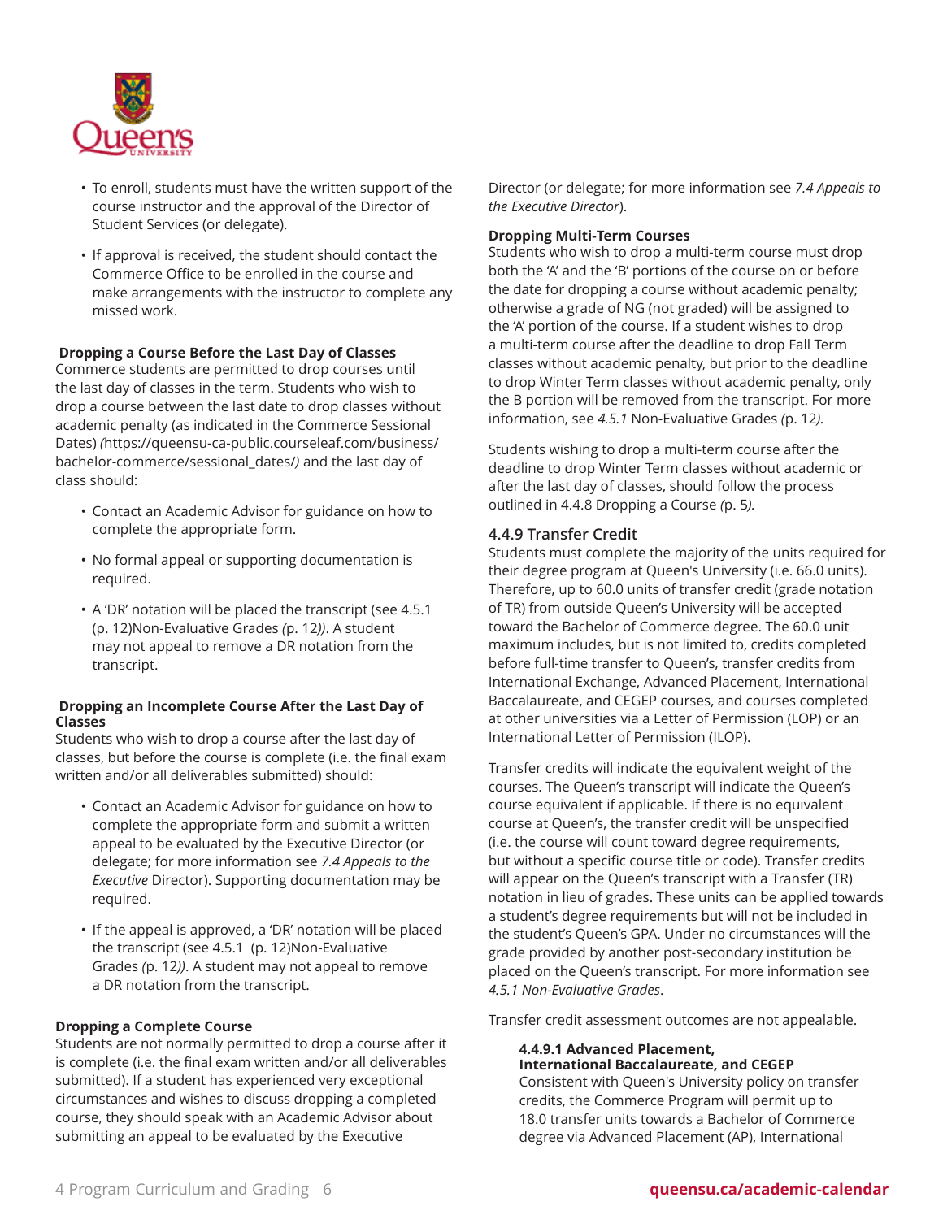- To enroll, students must have the written support of the course instructor and the approval of the Director of Student Services (or delegate).
- If approval is received, the student should contact the Commerce Office to be enrolled in the course and make arrangements with the instructor to complete any missed work.

**Dropping a Course Before the Last Day of Classes**

Commerce students are permitted to drop courses until the last day of classes in the term. Students who wish to drop a course between the last date to drop classes without academic penalty (as indicated in the Commerce Sessional Dates) *(*https://queensu-ca-public.courseleaf.com/business/bachelor-commerce/sessional_dates/*)* and the last day of class should:

- Contact an Academic Advisor for guidance on how to complete the appropriate form.
- No formal appeal or supporting documentation is required.
- A 'DR' notation will be placed the transcript (see 4.5.1 (p. 12)Non-Evaluative Grades *(*p. 12*))*. A student may not appeal to remove a DR notation from the transcript.

**Dropping an Incomplete Course After the Last Day of Classes**

Students who wish to drop a course after the last day of classes, but before the course is complete (i.e. the final exam written and/or all deliverables submitted) should:

- Contact an Academic Advisor for guidance on how to complete the appropriate form and submit a written appeal to be evaluated by the Executive Director (or delegate; for more information see *7.4 Appeals to the Executive* Director). Supporting documentation may be required.
- If the appeal is approved, a 'DR' notation will be placed the transcript (see 4.5.1 (p. 12)Non-Evaluative Grades *(*p. 12*))*. A student may not appeal to remove a DR notation from the transcript.

**Dropping a Complete Course**

Students are not normally permitted to drop a course after it is complete (i.e. the final exam written and/or all deliverables submitted). If a student has experienced very exceptional circumstances and wishes to discuss dropping a completed course, they should speak with an Academic Advisor about submitting an appeal to be evaluated by the Executive Director (or delegate; for more information see *7.4 Appeals to the Executive Director*).

**Dropping Multi-Term Courses**

Students who wish to drop a multi-term course must drop both the 'A' and the 'B' portions of the course on or before the date for dropping a course without academic penalty; otherwise a grade of NG (not graded) will be assigned to the 'A' portion of the course. If a student wishes to drop a multi-term course after the deadline to drop Fall Term classes without academic penalty, but prior to the deadline to drop Winter Term classes without academic penalty, only the B portion will be removed from the transcript. For more information, see *4.5.1* Non-Evaluative Grades *(*p. 12*)*.

Students wishing to drop a multi-term course after the deadline to drop Winter Term classes without academic or after the last day of classes, should follow the process outlined in 4.4.8 Dropping a Course *(*p. 5*)*.

### 4.4.9 Transfer Credit

Students must complete the majority of the units required for their degree program at Queen's University (i.e. 66.0 units). Therefore, up to 60.0 units of transfer credit (grade notation of TR) from outside Queen's University will be accepted toward the Bachelor of Commerce degree. The 60.0 unit maximum includes, but is not limited to, credits completed before full-time transfer to Queen's, transfer credits from International Exchange, Advanced Placement, International Baccalaureate, and CEGEP courses, and courses completed at other universities via a Letter of Permission (LOP) or an International Letter of Permission (ILOP).

Transfer credits will indicate the equivalent weight of the courses. The Queen's transcript will indicate the Queen's course equivalent if applicable. If there is no equivalent course at Queen's, the transfer credit will be unspecified (i.e. the course will count toward degree requirements, but without a specific course title or code). Transfer credits will appear on the Queen's transcript with a Transfer (TR) notation in lieu of grades. These units can be applied towards a student's degree requirements but will not be included in the student's Queen's GPA. Under no circumstances will the grade provided by another post-secondary institution be placed on the Queen's transcript. For more information see *4.5.1 Non-Evaluative Grades*.

Transfer credit assessment outcomes are not appealable.

#### 4.4.9.1 Advanced Placement, International Baccalaureate, and CEGEP

Consistent with Queen's University policy on transfer credits, the Commerce Program will permit up to 18.0 transfer units towards a Bachelor of Commerce degree via Advanced Placement (AP), International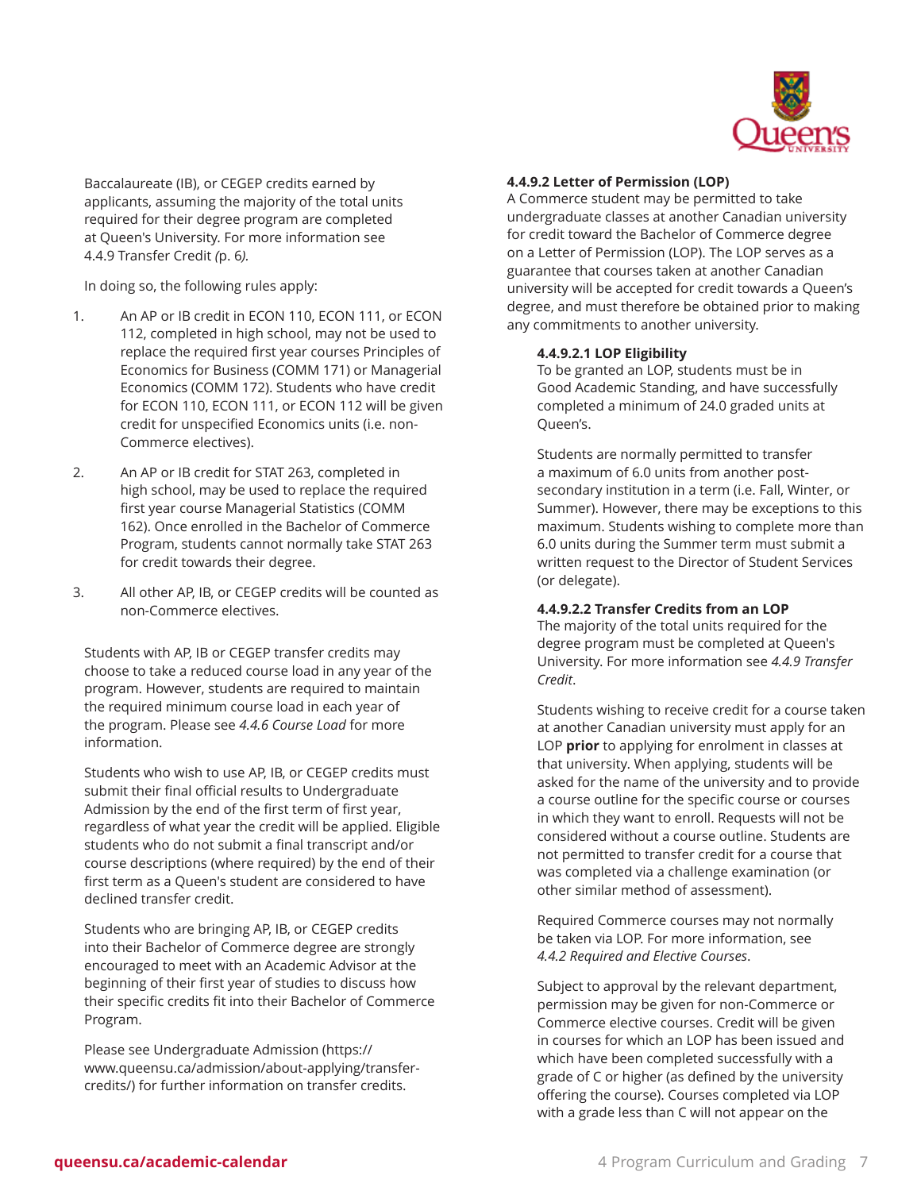Baccalaureate (IB), or CEGEP credits earned by applicants, assuming the majority of the total units required for their degree program are completed at Queen's University. For more information see 4.4.9 Transfer Credit *(*p. 6*).*

In doing so, the following rules apply:

1. An AP or IB credit in ECON 110, ECON 111, or ECON 112, completed in high school, may not be used to replace the required first year courses Principles of Economics for Business (COMM 171) or Managerial Economics (COMM 172). Students who have credit for ECON 110, ECON 111, or ECON 112 will be given credit for unspecified Economics units (i.e. non-Commerce electives).
2. An AP or IB credit for STAT 263, completed in high school, may be used to replace the required first year course Managerial Statistics (COMM 162). Once enrolled in the Bachelor of Commerce Program, students cannot normally take STAT 263 for credit towards their degree.
3. All other AP, IB, or CEGEP credits will be counted as non-Commerce electives.

Students with AP, IB or CEGEP transfer credits may choose to take a reduced course load in any year of the program. However, students are required to maintain the required minimum course load in each year of the program. Please see *4.4.6 Course Load* for more information.

Students who wish to use AP, IB, or CEGEP credits must submit their final official results to Undergraduate Admission by the end of the first term of first year, regardless of what year the credit will be applied. Eligible students who do not submit a final transcript and/or course descriptions (where required) by the end of their first term as a Queen's student are considered to have declined transfer credit.

Students who are bringing AP, IB, or CEGEP credits into their Bachelor of Commerce degree are strongly encouraged to meet with an Academic Advisor at the beginning of their first year of studies to discuss how their specific credits fit into their Bachelor of Commerce Program.

Please see Undergraduate Admission (https://www.queensu.ca/admission/about-applying/transfer-credits/) for further information on transfer credits.

#### 4.4.9.2 Letter of Permission (LOP)

A Commerce student may be permitted to take undergraduate classes at another Canadian university for credit toward the Bachelor of Commerce degree on a Letter of Permission (LOP). The LOP serves as a guarantee that courses taken at another Canadian university will be accepted for credit towards a Queen's degree, and must therefore be obtained prior to making any commitments to another university.

##### 4.4.9.2.1 LOP Eligibility

To be granted an LOP, students must be in Good Academic Standing, and have successfully completed a minimum of 24.0 graded units at Queen's.

Students are normally permitted to transfer a maximum of 6.0 units from another post-secondary institution in a term (i.e. Fall, Winter, or Summer). However, there may be exceptions to this maximum. Students wishing to complete more than 6.0 units during the Summer term must submit a written request to the Director of Student Services (or delegate).

##### 4.4.9.2.2 Transfer Credits from an LOP

The majority of the total units required for the degree program must be completed at Queen's University. For more information see *4.4.9 Transfer Credit*.

Students wishing to receive credit for a course taken at another Canadian university must apply for an LOP **prior** to applying for enrolment in classes at that university. When applying, students will be asked for the name of the university and to provide a course outline for the specific course or courses in which they want to enroll. Requests will not be considered without a course outline. Students are not permitted to transfer credit for a course that was completed via a challenge examination (or other similar method of assessment).

Required Commerce courses may not normally be taken via LOP. For more information, see *4.4.2 Required and Elective Courses*.

Subject to approval by the relevant department, permission may be given for non-Commerce or Commerce elective courses. Credit will be given in courses for which an LOP has been issued and which have been completed successfully with a grade of C or higher (as defined by the university offering the course). Courses completed via LOP with a grade less than C will not appear on the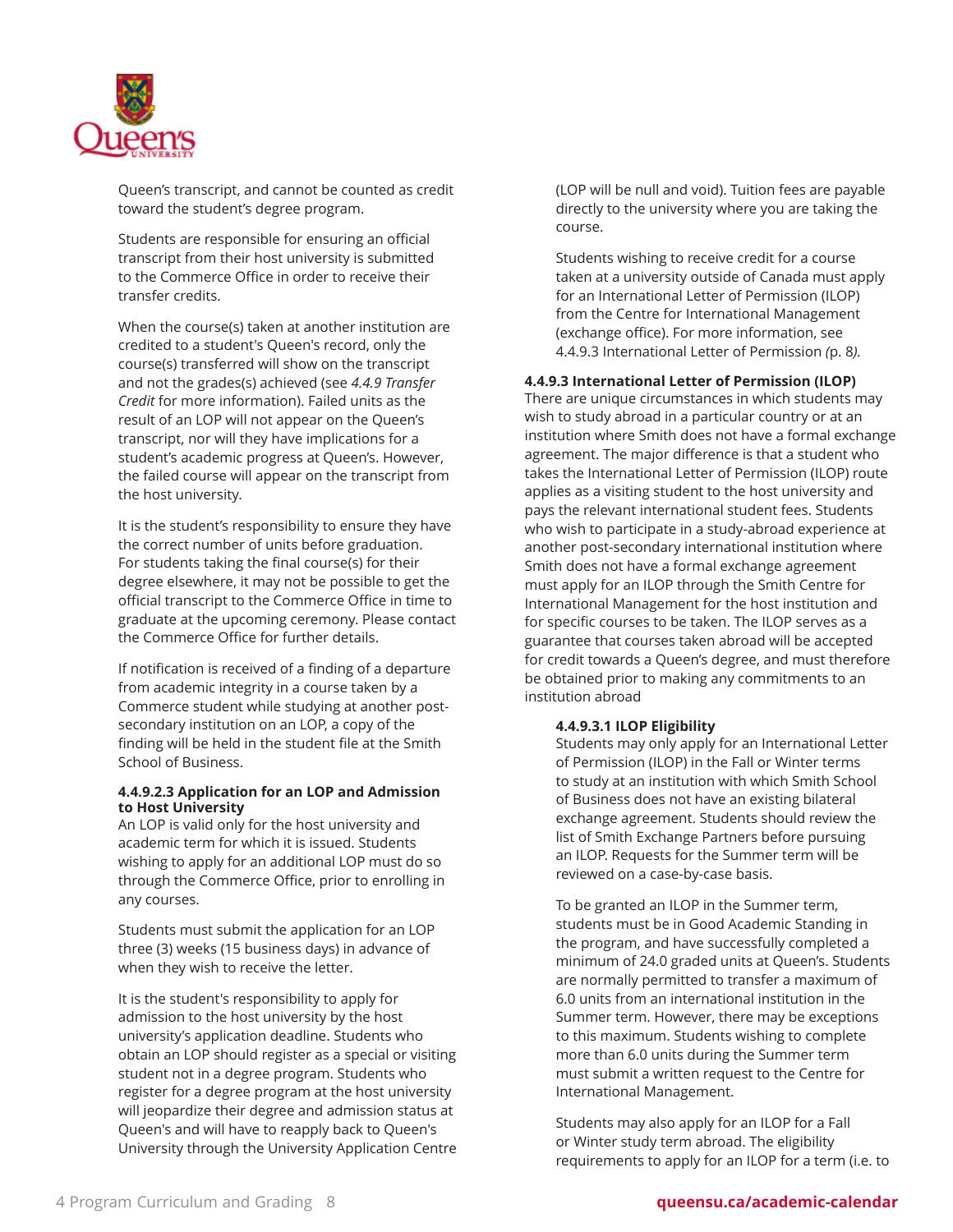Queen's transcript, and cannot be counted as credit toward the student's degree program.

Students are responsible for ensuring an official transcript from their host university is submitted to the Commerce Office in order to receive their transfer credits.

When the course(s) taken at another institution are credited to a student's Queen's record, only the course(s) transferred will show on the transcript and not the grades(s) achieved (see *4.4.9 Transfer Credit* for more information). Failed units as the result of an LOP will not appear on the Queen's transcript, nor will they have implications for a student's academic progress at Queen's. However, the failed course will appear on the transcript from the host university.

It is the student's responsibility to ensure they have the correct number of units before graduation. For students taking the final course(s) for their degree elsewhere, it may not be possible to get the official transcript to the Commerce Office in time to graduate at the upcoming ceremony. Please contact the Commerce Office for further details.

If notification is received of a finding of a departure from academic integrity in a course taken by a Commerce student while studying at another post-secondary institution on an LOP, a copy of the finding will be held in the student file at the Smith School of Business.

**4.4.9.2.3 Application for an LOP and Admission to Host University**

An LOP is valid only for the host university and academic term for which it is issued. Students wishing to apply for an additional LOP must do so through the Commerce Office, prior to enrolling in any courses.

Students must submit the application for an LOP three (3) weeks (15 business days) in advance of when they wish to receive the letter.

It is the student's responsibility to apply for admission to the host university by the host university's application deadline. Students who obtain an LOP should register as a special or visiting student not in a degree program. Students who register for a degree program at the host university will jeopardize their degree and admission status at Queen's and will have to reapply back to Queen's University through the University Application Centre (LOP will be null and void). Tuition fees are payable directly to the university where you are taking the course.

Students wishing to receive credit for a course taken at a university outside of Canada must apply for an International Letter of Permission (ILOP) from the Centre for International Management (exchange office). For more information, see 4.4.9.3 International Letter of Permission *(*p. 8*).*

**4.4.9.3 International Letter of Permission (ILOP)**

There are unique circumstances in which students may wish to study abroad in a particular country or at an institution where Smith does not have a formal exchange agreement. The major difference is that a student who takes the International Letter of Permission (ILOP) route applies as a visiting student to the host university and pays the relevant international student fees. Students who wish to participate in a study-abroad experience at another post-secondary international institution where Smith does not have a formal exchange agreement must apply for an ILOP through the Smith Centre for International Management for the host institution and for specific courses to be taken. The ILOP serves as a guarantee that courses taken abroad will be accepted for credit towards a Queen's degree, and must therefore be obtained prior to making any commitments to an institution abroad

**4.4.9.3.1 ILOP Eligibility**

Students may only apply for an International Letter of Permission (ILOP) in the Fall or Winter terms to study at an institution with which Smith School of Business does not have an existing bilateral exchange agreement. Students should review the list of Smith Exchange Partners before pursuing an ILOP. Requests for the Summer term will be reviewed on a case-by-case basis.

To be granted an ILOP in the Summer term, students must be in Good Academic Standing in the program, and have successfully completed a minimum of 24.0 graded units at Queen's. Students are normally permitted to transfer a maximum of 6.0 units from an international institution in the Summer term. However, there may be exceptions to this maximum. Students wishing to complete more than 6.0 units during the Summer term must submit a written request to the Centre for International Management.

Students may also apply for an ILOP for a Fall or Winter study term abroad. The eligibility requirements to apply for an ILOP for a term (i.e. to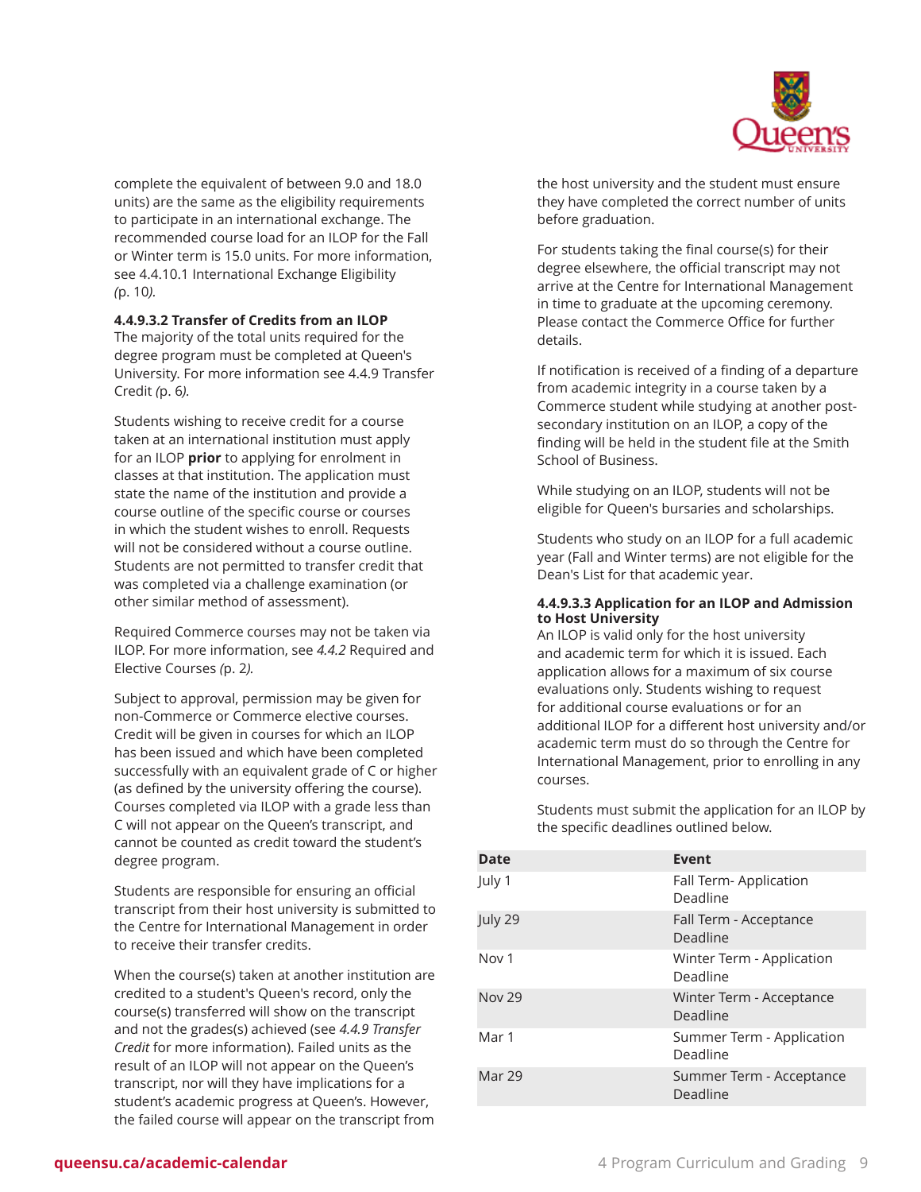complete the equivalent of between 9.0 and 18.0 units) are the same as the eligibility requirements to participate in an international exchange. The recommended course load for an ILOP for the Fall or Winter term is 15.0 units. For more information, see 4.4.10.1 International Exchange Eligibility *(*p. 10*)*.

#### 4.4.9.3.2 Transfer of Credits from an ILOP

The majority of the total units required for the degree program must be completed at Queen's University. For more information see 4.4.9 Transfer Credit *(*p. 6*)*.

Students wishing to receive credit for a course taken at an international institution must apply for an ILOP **prior** to applying for enrolment in classes at that institution. The application must state the name of the institution and provide a course outline of the specific course or courses in which the student wishes to enroll. Requests will not be considered without a course outline. Students are not permitted to transfer credit that was completed via a challenge examination (or other similar method of assessment).

Required Commerce courses may not be taken via ILOP. For more information, see *4.4.2* Required and Elective Courses *(*p. 2*)*.

Subject to approval, permission may be given for non-Commerce or Commerce elective courses. Credit will be given in courses for which an ILOP has been issued and which have been completed successfully with an equivalent grade of C or higher (as defined by the university offering the course). Courses completed via ILOP with a grade less than C will not appear on the Queen's transcript, and cannot be counted as credit toward the student's degree program.

Students are responsible for ensuring an official transcript from their host university is submitted to the Centre for International Management in order to receive their transfer credits.

When the course(s) taken at another institution are credited to a student's Queen's record, only the course(s) transferred will show on the transcript and not the grade(s) achieved (see *4.4.9 Transfer Credit* for more information). Failed units as the result of an ILOP will not appear on the Queen's transcript, nor will they have implications for a student's academic progress at Queen's. However, the failed course will appear on the transcript from the host university and the student must ensure they have completed the correct number of units before graduation.

For students taking the final course(s) for their degree elsewhere, the official transcript may not arrive at the Centre for International Management in time to graduate at the upcoming ceremony. Please contact the Commerce Office for further details.

If notification is received of a finding of a departure from academic integrity in a course taken by a Commerce student while studying at another post-secondary institution on an ILOP, a copy of the finding will be held in the student file at the Smith School of Business.

While studying on an ILOP, students will not be eligible for Queen's bursaries and scholarships.

Students who study on an ILOP for a full academic year (Fall and Winter terms) are not eligible for the Dean's List for that academic year.

#### 4.4.9.3.3 Application for an ILOP and Admission to Host University

An ILOP is valid only for the host university and academic term for which it is issued. Each application allows for a maximum of six course evaluations only. Students wishing to request for additional course evaluations or for an additional ILOP for a different host university and/or academic term must do so through the Centre for International Management, prior to enrolling in any courses.

Students must submit the application for an ILOP by the specific deadlines outlined below.

| Date | Event |
|---|---|
| July 1 | Fall Term- Application Deadline |
| July 29 | Fall Term - Acceptance Deadline |
| Nov 1 | Winter Term - Application Deadline |
| Nov 29 | Winter Term - Acceptance Deadline |
| Mar 1 | Summer Term - Application Deadline |
| Mar 29 | Summer Term - Acceptance Deadline |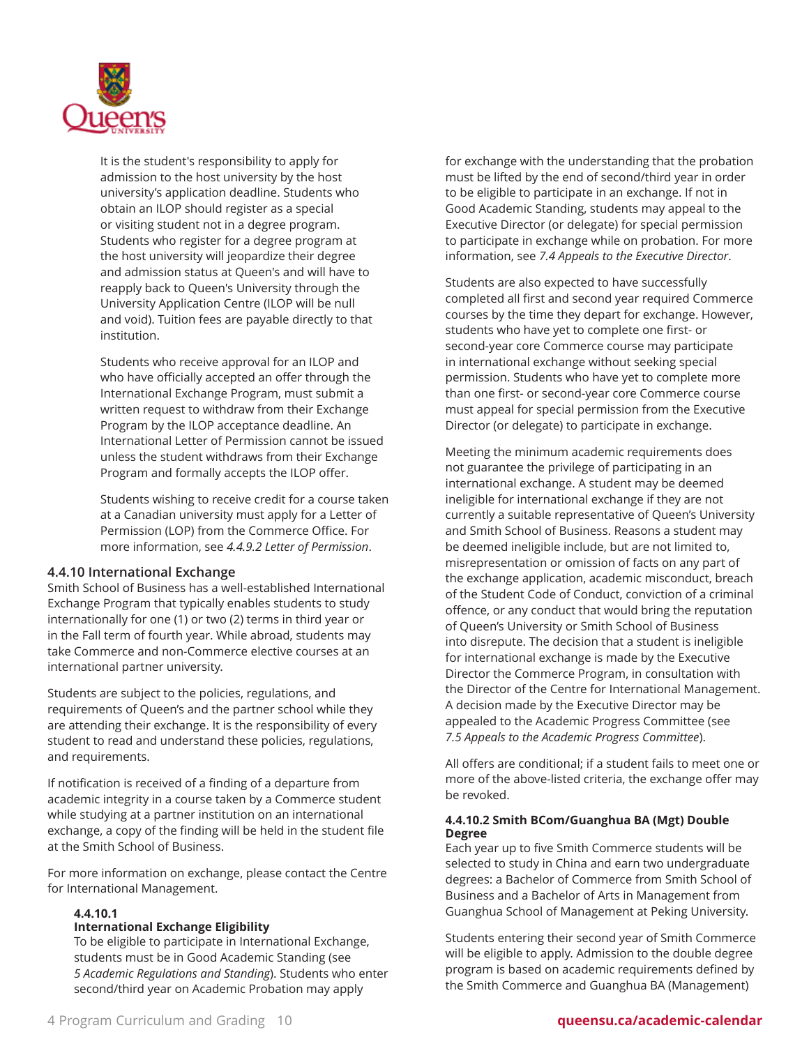It is the student's responsibility to apply for admission to the host university by the host university's application deadline. Students who obtain an ILOP should register as a special or visiting student not in a degree program. Students who register for a degree program at the host university will jeopardize their degree and admission status at Queen's and will have to reapply back to Queen's University through the University Application Centre (ILOP will be null and void). Tuition fees are payable directly to that institution.

Students who receive approval for an ILOP and who have officially accepted an offer through the International Exchange Program, must submit a written request to withdraw from their Exchange Program by the ILOP acceptance deadline. An International Letter of Permission cannot be issued unless the student withdraws from their Exchange Program and formally accepts the ILOP offer.

Students wishing to receive credit for a course taken at a Canadian university must apply for a Letter of Permission (LOP) from the Commerce Office. For more information, see *4.4.9.2 Letter of Permission*.

### 4.4.10 International Exchange

Smith School of Business has a well-established International Exchange Program that typically enables students to study internationally for one (1) or two (2) terms in third year or in the Fall term of fourth year. While abroad, students may take Commerce and non-Commerce elective courses at an international partner university.

Students are subject to the policies, regulations, and requirements of Queen's and the partner school while they are attending their exchange. It is the responsibility of every student to read and understand these policies, regulations, and requirements.

If notification is received of a finding of a departure from academic integrity in a course taken by a Commerce student while studying at a partner institution on an international exchange, a copy of the finding will be held in the student file at the Smith School of Business.

For more information on exchange, please contact the Centre for International Management.

#### 4.4.10.1 International Exchange Eligibility

To be eligible to participate in International Exchange, students must be in Good Academic Standing (see *5 Academic Regulations and Standing*). Students who enter second/third year on Academic Probation may apply for exchange with the understanding that the probation must be lifted by the end of second/third year in order to be eligible to participate in an exchange. If not in Good Academic Standing, students may appeal to the Executive Director (or delegate) for special permission to participate in exchange while on probation. For more information, see *7.4 Appeals to the Executive Director*.

Students are also expected to have successfully completed all first and second year required Commerce courses by the time they depart for exchange. However, students who have yet to complete one first- or second-year core Commerce course may participate in international exchange without seeking special permission. Students who have yet to complete more than one first- or second-year core Commerce course must appeal for special permission from the Executive Director (or delegate) to participate in exchange.

Meeting the minimum academic requirements does not guarantee the privilege of participating in an international exchange. A student may be deemed ineligible for international exchange if they are not currently a suitable representative of Queen's University and Smith School of Business. Reasons a student may be deemed ineligible include, but are not limited to, misrepresentation or omission of facts on any part of the exchange application, academic misconduct, breach of the Student Code of Conduct, conviction of a criminal offence, or any conduct that would bring the reputation of Queen's University or Smith School of Business into disrepute. The decision that a student is ineligible for international exchange is made by the Executive Director the Commerce Program, in consultation with the Director of the Centre for International Management. A decision made by the Executive Director may be appealed to the Academic Progress Committee (see *7.5 Appeals to the Academic Progress Committee*).

All offers are conditional; if a student fails to meet one or more of the above-listed criteria, the exchange offer may be revoked.

#### 4.4.10.2 Smith BCom/Guanghua BA (Mgt) Double Degree

Each year up to five Smith Commerce students will be selected to study in China and earn two undergraduate degrees: a Bachelor of Commerce from Smith School of Business and a Bachelor of Arts in Management from Guanghua School of Management at Peking University.

Students entering their second year of Smith Commerce will be eligible to apply. Admission to the double degree program is based on academic requirements defined by the Smith Commerce and Guanghua BA (Management)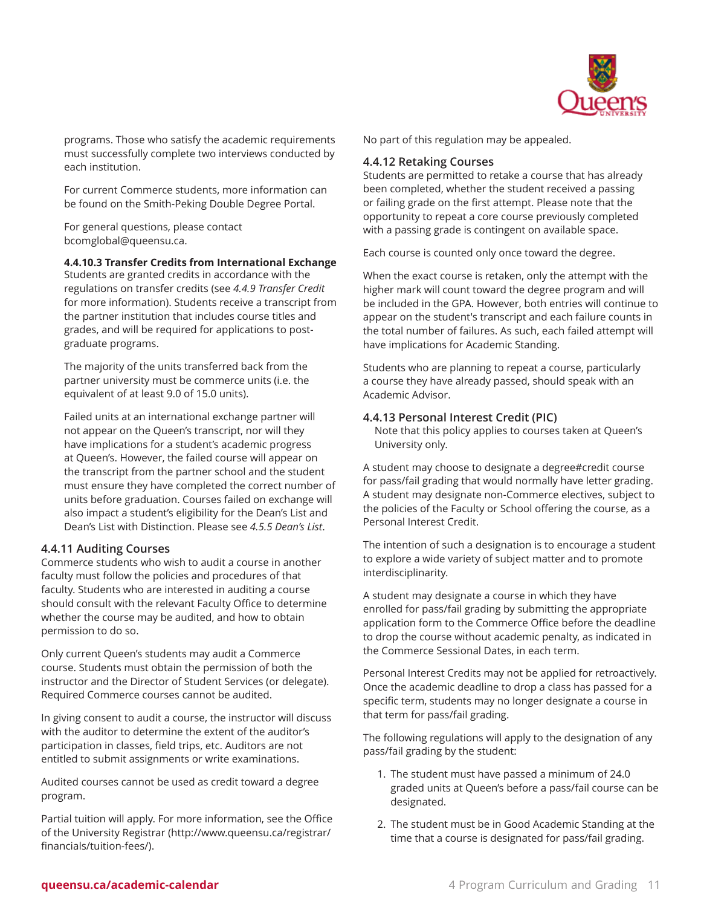programs. Those who satisfy the academic requirements must successfully complete two interviews conducted by each institution.

For current Commerce students, more information can be found on the Smith-Peking Double Degree Portal.

For general questions, please contact bcomglobal@queensu.ca.

**4.4.10.3 Transfer Credits from International Exchange**

Students are granted credits in accordance with the regulations on transfer credits (see *4.4.9 Transfer Credit* for more information). Students receive a transcript from the partner institution that includes course titles and grades, and will be required for applications to post-graduate programs.

The majority of the units transferred back from the partner university must be commerce units (i.e. the equivalent of at least 9.0 of 15.0 units).

Failed units at an international exchange partner will not appear on the Queen's transcript, nor will they have implications for a student's academic progress at Queen's. However, the failed course will appear on the transcript from the partner school and the student must ensure they have completed the correct number of units before graduation. Courses failed on exchange will also impact a student's eligibility for the Dean's List and Dean's List with Distinction. Please see *4.5.5 Dean's List*.

### 4.4.11 Auditing Courses

Commerce students who wish to audit a course in another faculty must follow the policies and procedures of that faculty. Students who are interested in auditing a course should consult with the relevant Faculty Office to determine whether the course may be audited, and how to obtain permission to do so.

Only current Queen's students may audit a Commerce course. Students must obtain the permission of both the instructor and the Director of Student Services (or delegate). Required Commerce courses cannot be audited.

In giving consent to audit a course, the instructor will discuss with the auditor to determine the extent of the auditor's participation in classes, field trips, etc. Auditors are not entitled to submit assignments or write examinations.

Audited courses cannot be used as credit toward a degree program.

Partial tuition will apply. For more information, see the Office of the University Registrar (http://www.queensu.ca/registrar/financials/tuition-fees/).

No part of this regulation may be appealed.

### 4.4.12 Retaking Courses

Students are permitted to retake a course that has already been completed, whether the student received a passing or failing grade on the first attempt. Please note that the opportunity to repeat a core course previously completed with a passing grade is contingent on available space.

Each course is counted only once toward the degree.

When the exact course is retaken, only the attempt with the higher mark will count toward the degree program and will be included in the GPA. However, both entries will continue to appear on the student's transcript and each failure counts in the total number of failures. As such, each failed attempt will have implications for Academic Standing.

Students who are planning to repeat a course, particularly a course they have already passed, should speak with an Academic Advisor.

### 4.4.13 Personal Interest Credit (PIC)

Note that this policy applies to courses taken at Queen's University only.

A student may choose to designate a degree#credit course for pass/fail grading that would normally have letter grading. A student may designate non-Commerce electives, subject to the policies of the Faculty or School offering the course, as a Personal Interest Credit.

The intention of such a designation is to encourage a student to explore a wide variety of subject matter and to promote interdisciplinarity.

A student may designate a course in which they have enrolled for pass/fail grading by submitting the appropriate application form to the Commerce Office before the deadline to drop the course without academic penalty, as indicated in the Commerce Sessional Dates, in each term.

Personal Interest Credits may not be applied for retroactively. Once the academic deadline to drop a class has passed for a specific term, students may no longer designate a course in that term for pass/fail grading.

The following regulations will apply to the designation of any pass/fail grading by the student:

1. The student must have passed a minimum of 24.0 graded units at Queen's before a pass/fail course can be designated.
2. The student must be in Good Academic Standing at the time that a course is designated for pass/fail grading.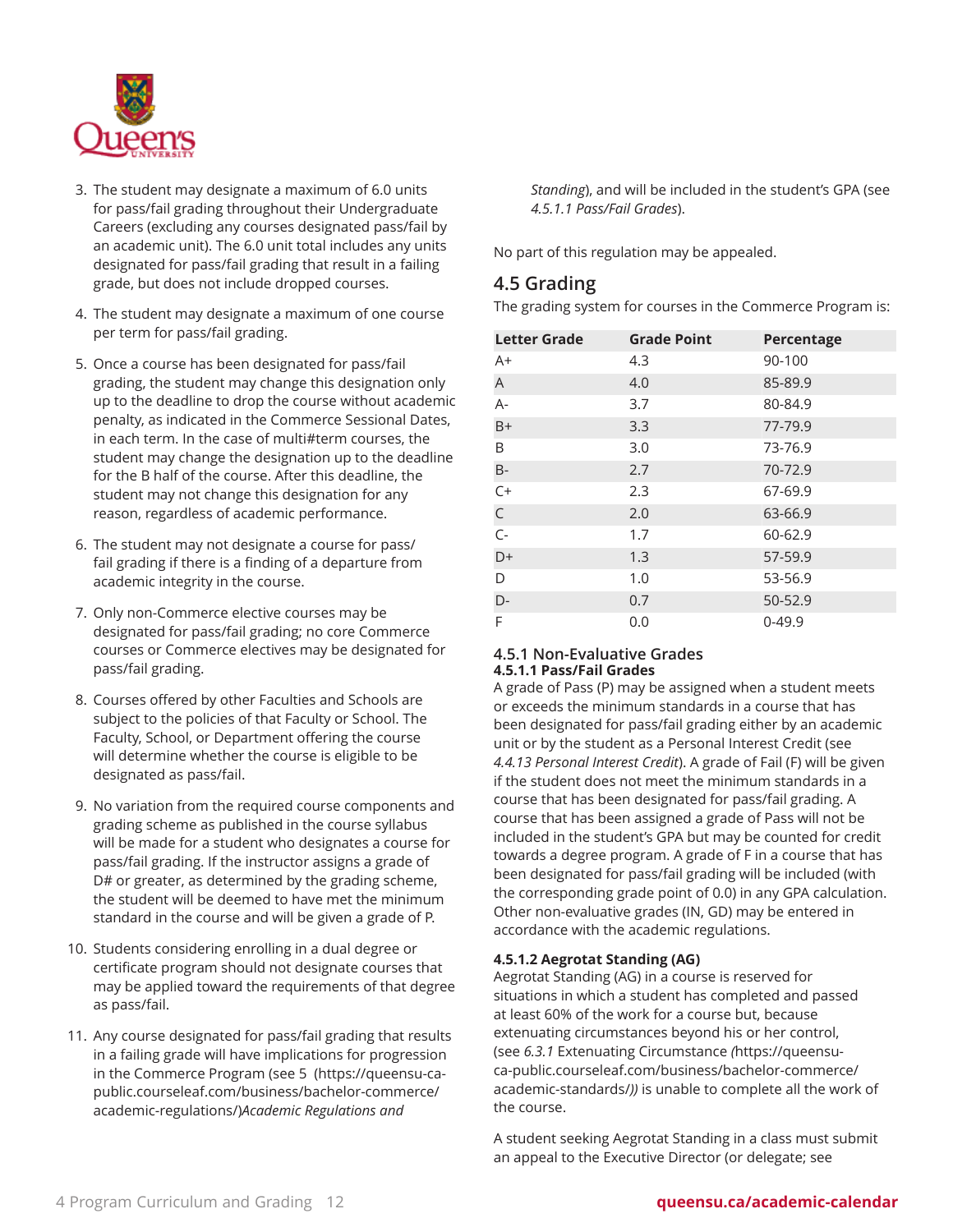3. The student may designate a maximum of 6.0 units for pass/fail grading throughout their Undergraduate Careers (excluding any courses designated pass/fail by an academic unit). The 6.0 unit total includes any units designated for pass/fail grading that result in a failing grade, but does not include dropped courses.
4. The student may designate a maximum of one course per term for pass/fail grading.
5. Once a course has been designated for pass/fail grading, the student may change this designation only up to the deadline to drop the course without academic penalty, as indicated in the Commerce Sessional Dates, in each term. In the case of multi#term courses, the student may change the designation up to the deadline for the B half of the course. After this deadline, the student may not change this designation for any reason, regardless of academic performance.
6. The student may not designate a course for pass/fail grading if there is a finding of a departure from academic integrity in the course.
7. Only non-Commerce elective courses may be designated for pass/fail grading; no core Commerce courses or Commerce electives may be designated for pass/fail grading.
8. Courses offered by other Faculties and Schools are subject to the policies of that Faculty or School. The Faculty, School, or Department offering the course will determine whether the course is eligible to be designated as pass/fail.
9. No variation from the required course components and grading scheme as published in the course syllabus will be made for a student who designates a course for pass/fail grading. If the instructor assigns a grade of D# or greater, as determined by the grading scheme, the student will be deemed to have met the minimum standard in the course and will be given a grade of P.
10. Students considering enrolling in a dual degree or certificate program should not designate courses that may be applied toward the requirements of that degree as pass/fail.
11. Any course designated for pass/fail grading that results in a failing grade will have implications for progression in the Commerce Program (see 5 (https://queensu-ca-public.courseleaf.com/business/bachelor-commerce/academic-regulations/)*Academic Regulations and Standing*), and will be included in the student's GPA (see *4.5.1.1 Pass/Fail Grades*).

No part of this regulation may be appealed.

## 4.5 Grading

The grading system for courses in the Commerce Program is:

| Letter Grade | Grade Point | Percentage |
|---|---|---|
| A+ | 4.3 | 90-100 |
| A | 4.0 | 85-89.9 |
| A- | 3.7 | 80-84.9 |
| B+ | 3.3 | 77-79.9 |
| B | 3.0 | 73-76.9 |
| B- | 2.7 | 70-72.9 |
| C+ | 2.3 | 67-69.9 |
| C | 2.0 | 63-66.9 |
| C- | 1.7 | 60-62.9 |
| D+ | 1.3 | 57-59.9 |
| D | 1.0 | 53-56.9 |
| D- | 0.7 | 50-52.9 |
| F | 0.0 | 0-49.9 |

### 4.5.1 Non-Evaluative Grades

#### 4.5.1.1 Pass/Fail Grades

A grade of Pass (P) may be assigned when a student meets or exceeds the minimum standards in a course that has been designated for pass/fail grading either by an academic unit or by the student as a Personal Interest Credit (see *4.4.13 Personal Interest Credit*). A grade of Fail (F) will be given if the student does not meet the minimum standards in a course that has been designated for pass/fail grading. A course that has been assigned a grade of Pass will not be included in the student's GPA but may be counted for credit towards a degree program. A grade of F in a course that has been designated for pass/fail grading will be included (with the corresponding grade point of 0.0) in any GPA calculation. Other non-evaluative grades (IN, GD) may be entered in accordance with the academic regulations.

#### 4.5.1.2 Aegrotat Standing (AG)

Aegrotat Standing (AG) in a course is reserved for situations in which a student has completed and passed at least 60% of the work for a course but, because extenuating circumstances beyond his or her control, (see *6.3.1* Extenuating Circumstance *(*https://queensu-ca-public.courseleaf.com/business/bachelor-commerce/academic-standards/*))* is unable to complete all the work of the course.

A student seeking Aegrotat Standing in a class must submit an appeal to the Executive Director (or delegate; see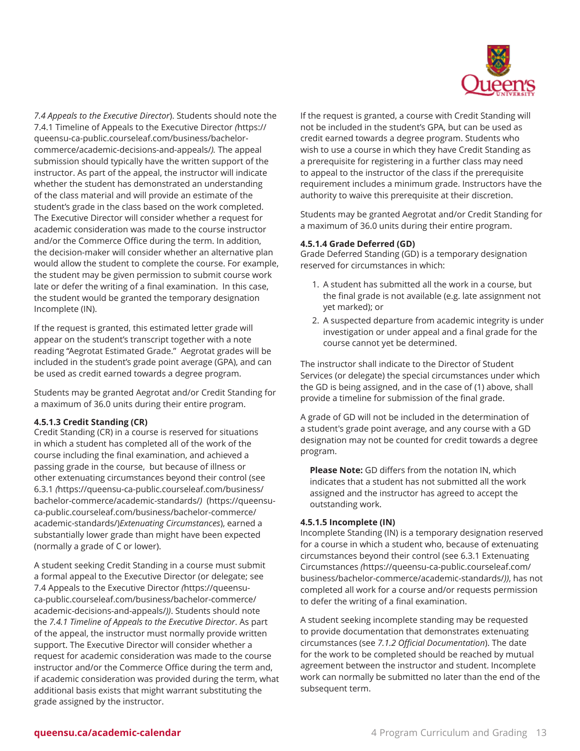*7.4 Appeals to the Executive Director*). Students should note the 7.4.1 Timeline of Appeals to the Executive Director *(*https://queensu-ca-public.courseleaf.com/business/bachelor-commerce/academic-decisions-and-appeals/*)*. The appeal submission should typically have the written support of the instructor. As part of the appeal, the instructor will indicate whether the student has demonstrated an understanding of the class material and will provide an estimate of the student's grade in the class based on the work completed. The Executive Director will consider whether a request for academic consideration was made to the course instructor and/or the Commerce Office during the term. In addition, the decision-maker will consider whether an alternative plan would allow the student to complete the course. For example, the student may be given permission to submit course work late or defer the writing of a final examination. In this case, the student would be granted the temporary designation Incomplete (IN).

If the request is granted, this estimated letter grade will appear on the student's transcript together with a note reading "Aegrotat Estimated Grade." Aegrotat grades will be included in the student's grade point average (GPA), and can be used as credit earned towards a degree program.

Students may be granted Aegrotat and/or Credit Standing for a maximum of 36.0 units during their entire program.

#### 4.5.1.3 Credit Standing (CR)

Credit Standing (CR) in a course is reserved for situations in which a student has completed all of the work of the course including the final examination, and achieved a passing grade in the course, but because of illness or other extenuating circumstances beyond their control (see 6.3.1 *(*https://queensu-ca-public.courseleaf.com/business/bachelor-commerce/academic-standards/*)* (https://queensu-ca-public.courseleaf.com/business/bachelor-commerce/academic-standards/)*Extenuating Circumstances*), earned a substantially lower grade than might have been expected (normally a grade of C or lower).

A student seeking Credit Standing in a course must submit a formal appeal to the Executive Director (or delegate; see 7.4 Appeals to the Executive Director *(*https://queensu-ca-public.courseleaf.com/business/bachelor-commerce/academic-decisions-and-appeals/*))*. Students should note the *7.4.1 Timeline of Appeals to the Executive Director*. As part of the appeal, the instructor must normally provide written support. The Executive Director will consider whether a request for academic consideration was made to the course instructor and/or the Commerce Office during the term and, if academic consideration was provided during the term, what additional basis exists that might warrant substituting the grade assigned by the instructor.

If the request is granted, a course with Credit Standing will not be included in the student's GPA, but can be used as credit earned towards a degree program. Students who wish to use a course in which they have Credit Standing as a prerequisite for registering in a further class may need to appeal to the instructor of the class if the prerequisite requirement includes a minimum grade. Instructors have the authority to waive this prerequisite at their discretion.

Students may be granted Aegrotat and/or Credit Standing for a maximum of 36.0 units during their entire program.

#### 4.5.1.4 Grade Deferred (GD)

Grade Deferred Standing (GD) is a temporary designation reserved for circumstances in which:

1. A student has submitted all the work in a course, but the final grade is not available (e.g. late assignment not yet marked); or
2. A suspected departure from academic integrity is under investigation or under appeal and a final grade for the course cannot yet be determined.

The instructor shall indicate to the Director of Student Services (or delegate) the special circumstances under which the GD is being assigned, and in the case of (1) above, shall provide a timeline for submission of the final grade.

A grade of GD will not be included in the determination of a student's grade point average, and any course with a GD designation may not be counted for credit towards a degree program.

> **Please Note:** GD differs from the notation IN, which indicates that a student has not submitted all the work assigned and the instructor has agreed to accept the outstanding work.

#### 4.5.1.5 Incomplete (IN)

Incomplete Standing (IN) is a temporary designation reserved for a course in which a student who, because of extenuating circumstances beyond their control (see 6.3.1 Extenuating Circumstances *(*https://queensu-ca-public.courseleaf.com/business/bachelor-commerce/academic-standards/*))*, has not completed all work for a course and/or requests permission to defer the writing of a final examination.

A student seeking incomplete standing may be requested to provide documentation that demonstrates extenuating circumstances (see *7.1.2 Official Documentation*). The date for the work to be completed should be reached by mutual agreement between the instructor and student. Incomplete work can normally be submitted no later than the end of the subsequent term.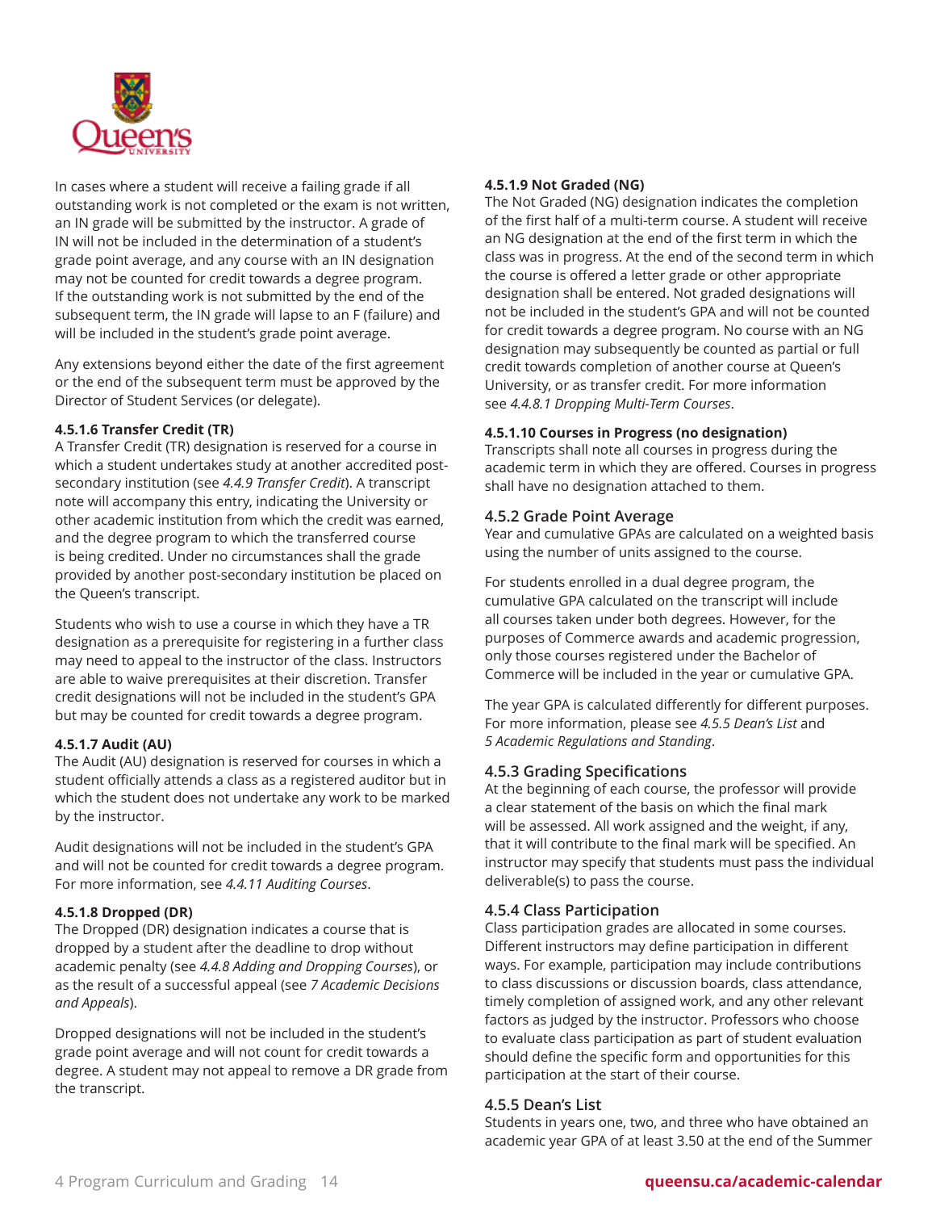In cases where a student will receive a failing grade if all outstanding work is not completed or the exam is not written, an IN grade will be submitted by the instructor. A grade of IN will not be included in the determination of a student's grade point average, and any course with an IN designation may not be counted for credit towards a degree program. If the outstanding work is not submitted by the end of the subsequent term, the IN grade will lapse to an F (failure) and will be included in the student's grade point average.

Any extensions beyond either the date of the first agreement or the end of the subsequent term must be approved by the Director of Student Services (or delegate).

**4.5.1.6 Transfer Credit (TR)**
A Transfer Credit (TR) designation is reserved for a course in which a student undertakes study at another accredited post-secondary institution (see *4.4.9 Transfer Credit*). A transcript note will accompany this entry, indicating the University or other academic institution from which the credit was earned, and the degree program to which the transferred course is being credited. Under no circumstances shall the grade provided by another post-secondary institution be placed on the Queen's transcript.

Students who wish to use a course in which they have a TR designation as a prerequisite for registering in a further class may need to appeal to the instructor of the class. Instructors are able to waive prerequisites at their discretion. Transfer credit designations will not be included in the student's GPA but may be counted for credit towards a degree program.

**4.5.1.7 Audit (AU)**
The Audit (AU) designation is reserved for courses in which a student officially attends a class as a registered auditor but in which the student does not undertake any work to be marked by the instructor.

Audit designations will not be included in the student's GPA and will not be counted for credit towards a degree program. For more information, see *4.4.11 Auditing Courses*.

**4.5.1.8 Dropped (DR)**
The Dropped (DR) designation indicates a course that is dropped by a student after the deadline to drop without academic penalty (see *4.4.8 Adding and Dropping Courses*), or as the result of a successful appeal (see *7 Academic Decisions and Appeals*).

Dropped designations will not be included in the student's grade point average and will not count for credit towards a degree. A student may not appeal to remove a DR grade from the transcript.

**4.5.1.9 Not Graded (NG)**
The Not Graded (NG) designation indicates the completion of the first half of a multi-term course. A student will receive an NG designation at the end of the first term in which the class was in progress. At the end of the second term in which the course is offered a letter grade or other appropriate designation shall be entered. Not graded designations will not be included in the student's GPA and will not be counted for credit towards a degree program. No course with an NG designation may subsequently be counted as partial or full credit towards completion of another course at Queen's University, or as transfer credit. For more information see *4.4.8.1 Dropping Multi-Term Courses*.

**4.5.1.10 Courses in Progress (no designation)**
Transcripts shall note all courses in progress during the academic term in which they are offered. Courses in progress shall have no designation attached to them.

### 4.5.2 Grade Point Average

Year and cumulative GPAs are calculated on a weighted basis using the number of units assigned to the course.

For students enrolled in a dual degree program, the cumulative GPA calculated on the transcript will include all courses taken under both degrees. However, for the purposes of Commerce awards and academic progression, only those courses registered under the Bachelor of Commerce will be included in the year or cumulative GPA.

The year GPA is calculated differently for different purposes. For more information, please see *4.5.5 Dean's List* and *5 Academic Regulations and Standing*.

### 4.5.3 Grading Specifications

At the beginning of each course, the professor will provide a clear statement of the basis on which the final mark will be assessed. All work assigned and the weight, if any, that it will contribute to the final mark will be specified. An instructor may specify that students must pass the individual deliverable(s) to pass the course.

### 4.5.4 Class Participation

Class participation grades are allocated in some courses. Different instructors may define participation in different ways. For example, participation may include contributions to class discussions or discussion boards, class attendance, timely completion of assigned work, and any other relevant factors as judged by the instructor. Professors who choose to evaluate class participation as part of student evaluation should define the specific form and opportunities for this participation at the start of their course.

### 4.5.5 Dean's List

Students in years one, two, and three who have obtained an academic year GPA of at least 3.50 at the end of the Summer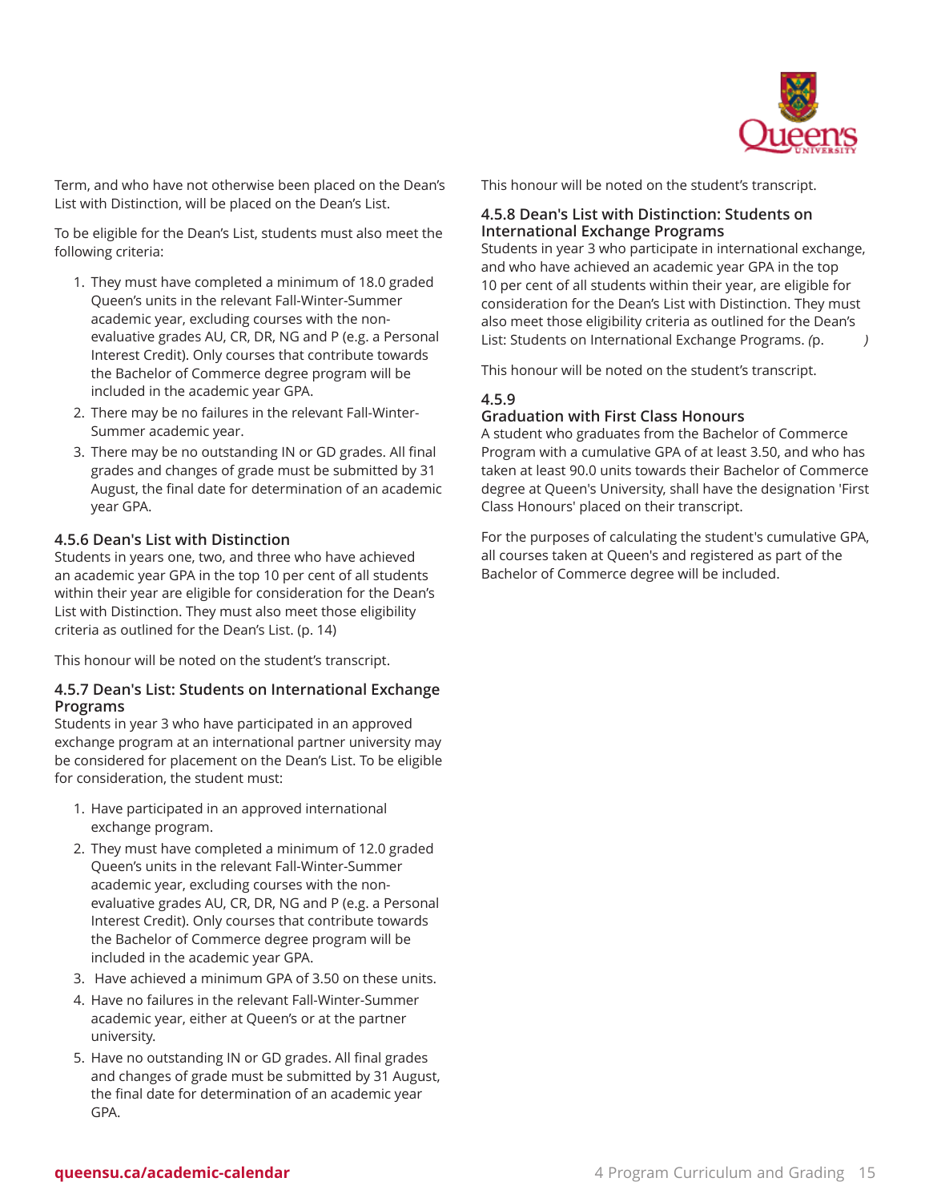Term, and who have not otherwise been placed on the Dean's List with Distinction, will be placed on the Dean's List.

To be eligible for the Dean's List, students must also meet the following criteria:

1. They must have completed a minimum of 18.0 graded Queen's units in the relevant Fall-Winter-Summer academic year, excluding courses with the non-evaluative grades AU, CR, DR, NG and P (e.g. a Personal Interest Credit). Only courses that contribute towards the Bachelor of Commerce degree program will be included in the academic year GPA.
2. There may be no failures in the relevant Fall-Winter-Summer academic year.
3. There may be no outstanding IN or GD grades. All final grades and changes of grade must be submitted by 31 August, the final date for determination of an academic year GPA.

### 4.5.6 Dean's List with Distinction

Students in years one, two, and three who have achieved an academic year GPA in the top 10 per cent of all students within their year are eligible for consideration for the Dean's List with Distinction. They must also meet those eligibility criteria as outlined for the Dean's List. (p. 14)

This honour will be noted on the student's transcript.

### 4.5.7 Dean's List: Students on International Exchange Programs

Students in year 3 who have participated in an approved exchange program at an international partner university may be considered for placement on the Dean's List. To be eligible for consideration, the student must:

1. Have participated in an approved international exchange program.
2. They must have completed a minimum of 12.0 graded Queen's units in the relevant Fall-Winter-Summer academic year, excluding courses with the non-evaluative grades AU, CR, DR, NG and P (e.g. a Personal Interest Credit). Only courses that contribute towards the Bachelor of Commerce degree program will be included in the academic year GPA.
3. Have achieved a minimum GPA of 3.50 on these units.
4. Have no failures in the relevant Fall-Winter-Summer academic year, either at Queen's or at the partner university.
5. Have no outstanding IN or GD grades. All final grades and changes of grade must be submitted by 31 August, the final date for determination of an academic year GPA.

This honour will be noted on the student's transcript.

### 4.5.8 Dean's List with Distinction: Students on International Exchange Programs

Students in year 3 who participate in international exchange, and who have achieved an academic year GPA in the top 10 per cent of all students within their year, are eligible for consideration for the Dean's List with Distinction. They must also meet those eligibility criteria as outlined for the Dean's List: Students on International Exchange Programs. *(p. )*

This honour will be noted on the student's transcript.

### 4.5.9 Graduation with First Class Honours

A student who graduates from the Bachelor of Commerce Program with a cumulative GPA of at least 3.50, and who has taken at least 90.0 units towards their Bachelor of Commerce degree at Queen's University, shall have the designation 'First Class Honours' placed on their transcript.

For the purposes of calculating the student's cumulative GPA, all courses taken at Queen's and registered as part of the Bachelor of Commerce degree will be included.